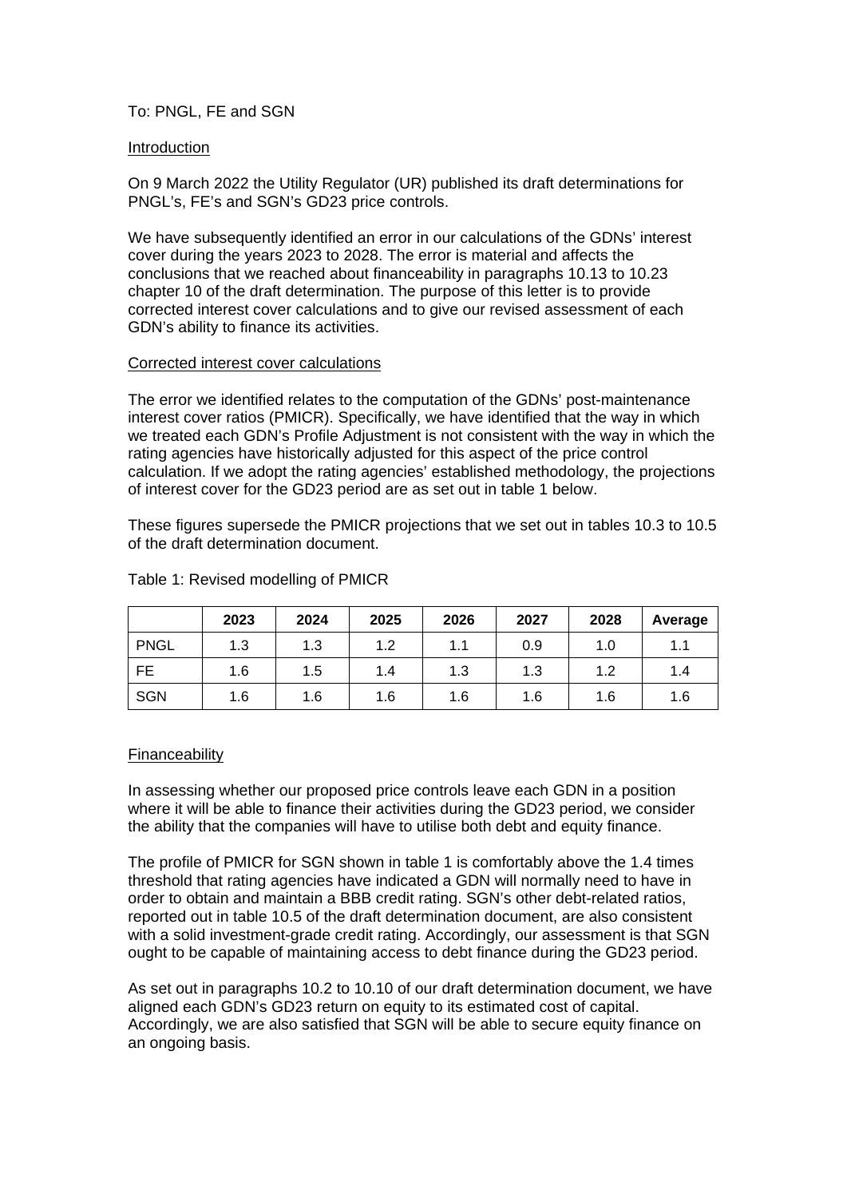To: PNGL, FE and SGN

Introduction

On 9 March 2022 the Utility Regulator (UR) published its draft determinations for PNGL's, FE's and SGN's GD23 price controls.

We have subsequently identified an error in our calculations of the GDNs' interest cover during the years 2023 to 2028. The error is material and affects the conclusions that we reached about financeability in paragraphs 10.13 to 10.23 chapter 10 of the draft determination. The purpose of this letter is to provide corrected interest cover calculations and to give our revised assessment of each GDN's ability to finance its activities.

Corrected interest cover calculations

The error we identified relates to the computation of the GDNs' post-maintenance interest cover ratios (PMICR). Specifically, we have identified that the way in which we treated each GDN's Profile Adjustment is not consistent with the way in which the rating agencies have historically adjusted for this aspect of the price control calculation. If we adopt the rating agencies' established methodology, the projections of interest cover for the GD23 period are as set out in table 1 below.

These figures supersede the PMICR projections that we set out in tables 10.3 to 10.5 of the draft determination document.

Table 1: Revised modelling of PMICR

| | 2023 | 2024 | 2025 | 2026 | 2027 | 2028 | Average |
|---|---|---|---|---|---|---|---|
| PNGL | 1.3 | 1.3 | 1.2 | 1.1 | 0.9 | 1.0 | 1.1 |
| FE | 1.6 | 1.5 | 1.4 | 1.3 | 1.3 | 1.2 | 1.4 |
| SGN | 1.6 | 1.6 | 1.6 | 1.6 | 1.6 | 1.6 | 1.6 |

Financeability

In assessing whether our proposed price controls leave each GDN in a position where it will be able to finance their activities during the GD23 period, we consider the ability that the companies will have to utilise both debt and equity finance.

The profile of PMICR for SGN shown in table 1 is comfortably above the 1.4 times threshold that rating agencies have indicated a GDN will normally need to have in order to obtain and maintain a BBB credit rating. SGN's other debt-related ratios, reported out in table 10.5 of the draft determination document, are also consistent with a solid investment-grade credit rating. Accordingly, our assessment is that SGN ought to be capable of maintaining access to debt finance during the GD23 period.

As set out in paragraphs 10.2 to 10.10 of our draft determination document, we have aligned each GDN's GD23 return on equity to its estimated cost of capital. Accordingly, we are also satisfied that SGN will be able to secure equity finance on an ongoing basis.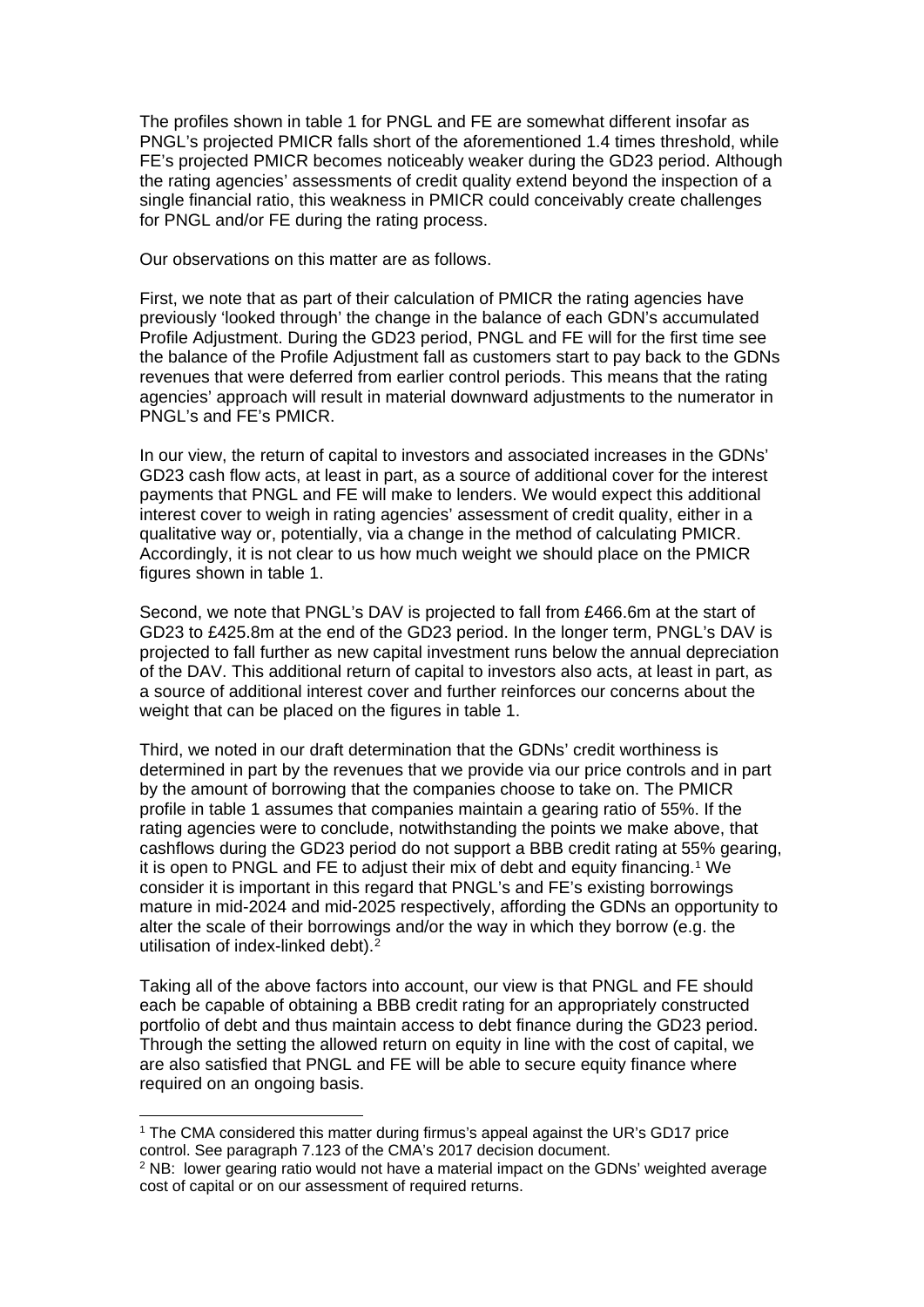The profiles shown in table 1 for PNGL and FE are somewhat different insofar as PNGL's projected PMICR falls short of the aforementioned 1.4 times threshold, while FE's projected PMICR becomes noticeably weaker during the GD23 period. Although the rating agencies' assessments of credit quality extend beyond the inspection of a single financial ratio, this weakness in PMICR could conceivably create challenges for PNGL and/or FE during the rating process.

Our observations on this matter are as follows.

First, we note that as part of their calculation of PMICR the rating agencies have previously 'looked through' the change in the balance of each GDN's accumulated Profile Adjustment. During the GD23 period, PNGL and FE will for the first time see the balance of the Profile Adjustment fall as customers start to pay back to the GDNs revenues that were deferred from earlier control periods. This means that the rating agencies' approach will result in material downward adjustments to the numerator in PNGL's and FE's PMICR.

In our view, the return of capital to investors and associated increases in the GDNs' GD23 cash flow acts, at least in part, as a source of additional cover for the interest payments that PNGL and FE will make to lenders. We would expect this additional interest cover to weigh in rating agencies' assessment of credit quality, either in a qualitative way or, potentially, via a change in the method of calculating PMICR. Accordingly, it is not clear to us how much weight we should place on the PMICR figures shown in table 1.

Second, we note that PNGL's DAV is projected to fall from £466.6m at the start of GD23 to £425.8m at the end of the GD23 period. In the longer term, PNGL's DAV is projected to fall further as new capital investment runs below the annual depreciation of the DAV. This additional return of capital to investors also acts, at least in part, as a source of additional interest cover and further reinforces our concerns about the weight that can be placed on the figures in table 1.

Third, we noted in our draft determination that the GDNs' credit worthiness is determined in part by the revenues that we provide via our price controls and in part by the amount of borrowing that the companies choose to take on. The PMICR profile in table 1 assumes that companies maintain a gearing ratio of 55%. If the rating agencies were to conclude, notwithstanding the points we make above, that cashflows during the GD23 period do not support a BBB credit rating at 55% gearing, it is open to PNGL and FE to adjust their mix of debt and equity financing.[1] We consider it is important in this regard that PNGL's and FE's existing borrowings mature in mid-2024 and mid-2025 respectively, affording the GDNs an opportunity to alter the scale of their borrowings and/or the way in which they borrow (e.g. the utilisation of index-linked debt).[2]

Taking all of the above factors into account, our view is that PNGL and FE should each be capable of obtaining a BBB credit rating for an appropriately constructed portfolio of debt and thus maintain access to debt finance during the GD23 period. Through the setting the allowed return on equity in line with the cost of capital, we are also satisfied that PNGL and FE will be able to secure equity finance where required on an ongoing basis.

[1] The CMA considered this matter during firmus's appeal against the UR's GD17 price control. See paragraph 7.123 of the CMA's 2017 decision document.

[2] NB: lower gearing ratio would not have a material impact on the GDNs' weighted average cost of capital or on our assessment of required returns.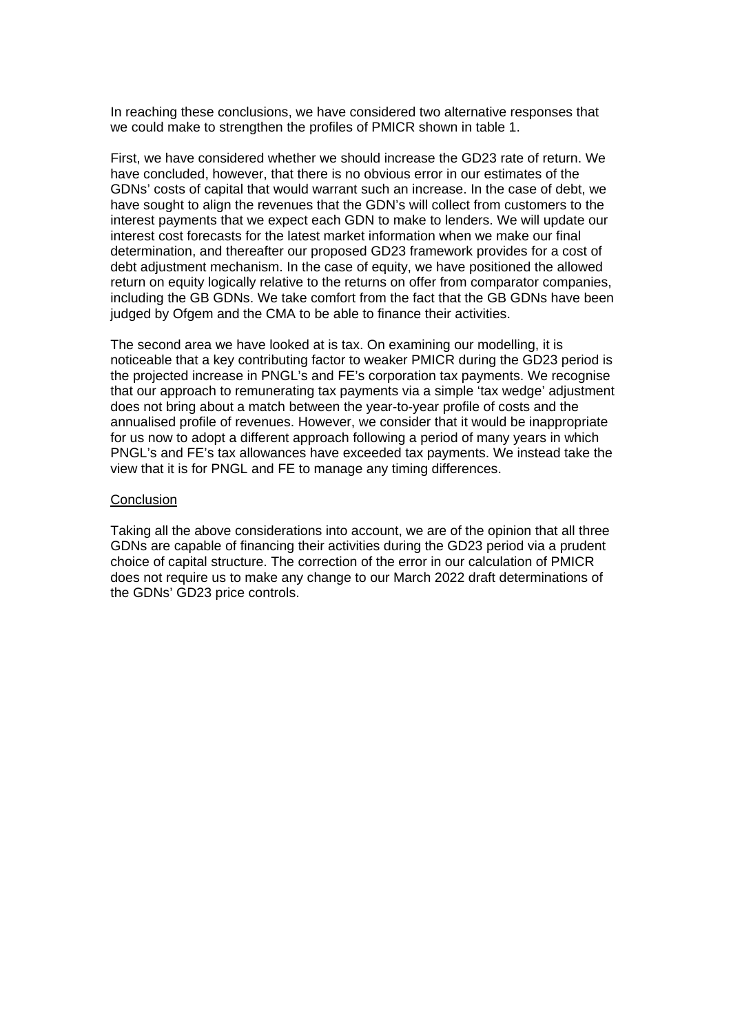In reaching these conclusions, we have considered two alternative responses that we could make to strengthen the profiles of PMICR shown in table 1.

First, we have considered whether we should increase the GD23 rate of return. We have concluded, however, that there is no obvious error in our estimates of the GDNs' costs of capital that would warrant such an increase. In the case of debt, we have sought to align the revenues that the GDN's will collect from customers to the interest payments that we expect each GDN to make to lenders. We will update our interest cost forecasts for the latest market information when we make our final determination, and thereafter our proposed GD23 framework provides for a cost of debt adjustment mechanism. In the case of equity, we have positioned the allowed return on equity logically relative to the returns on offer from comparator companies, including the GB GDNs. We take comfort from the fact that the GB GDNs have been judged by Ofgem and the CMA to be able to finance their activities.

The second area we have looked at is tax. On examining our modelling, it is noticeable that a key contributing factor to weaker PMICR during the GD23 period is the projected increase in PNGL's and FE's corporation tax payments. We recognise that our approach to remunerating tax payments via a simple 'tax wedge' adjustment does not bring about a match between the year-to-year profile of costs and the annualised profile of revenues. However, we consider that it would be inappropriate for us now to adopt a different approach following a period of many years in which PNGL's and FE's tax allowances have exceeded tax payments. We instead take the view that it is for PNGL and FE to manage any timing differences.

<u>Conclusion</u>

Taking all the above considerations into account, we are of the opinion that all three GDNs are capable of financing their activities during the GD23 period via a prudent choice of capital structure. The correction of the error in our calculation of PMICR does not require us to make any change to our March 2022 draft determinations of the GDNs' GD23 price controls.